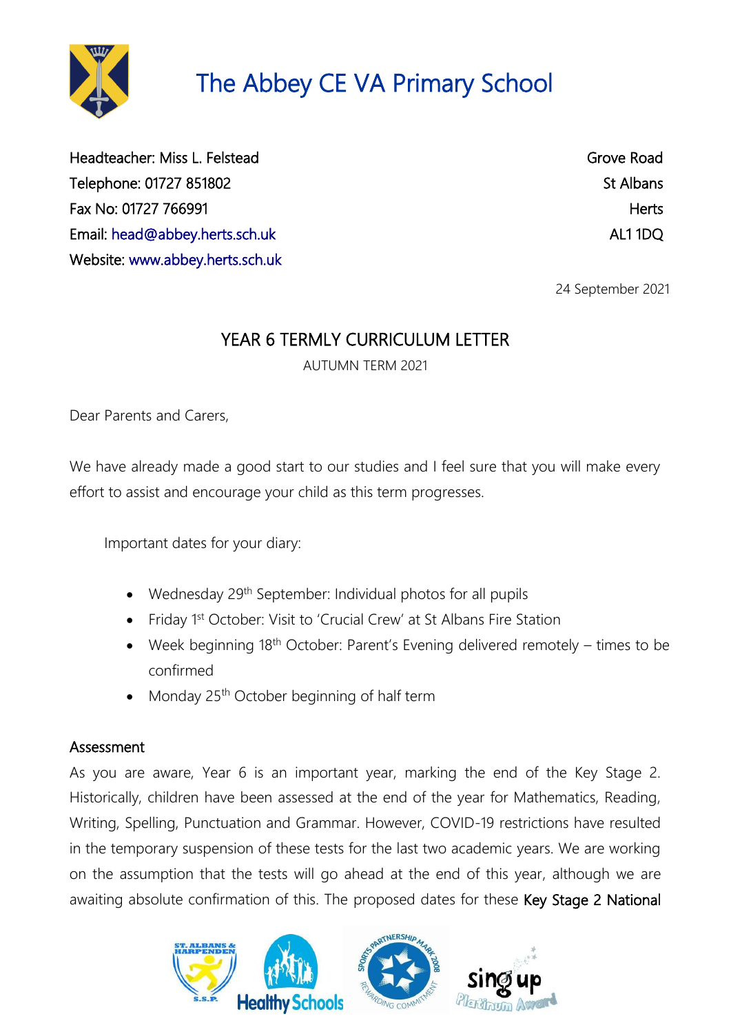# The Abbey CE VA Primary School

Headteacher: Miss L. Felstead
Telephone: 01727 851802
Fax No: 01727 766991
Email: head@abbey.herts.sch.uk
Website: www.abbey.herts.sch.uk

Grove Road
St Albans
Herts
AL1 1DQ

24 September 2021

## YEAR 6 TERMLY CURRICULUM LETTER

AUTUMN TERM 2021

Dear Parents and Carers,

We have already made a good start to our studies and I feel sure that you will make every effort to assist and encourage your child as this term progresses.

Important dates for your diary:

- Wednesday 29th September: Individual photos for all pupils
- Friday 1st October: Visit to 'Crucial Crew' at St Albans Fire Station
- Week beginning 18th October: Parent's Evening delivered remotely – times to be confirmed
- Monday 25th October beginning of half term

### Assessment

As you are aware, Year 6 is an important year, marking the end of the Key Stage 2. Historically, children have been assessed at the end of the year for Mathematics, Reading, Writing, Spelling, Punctuation and Grammar. However, COVID-19 restrictions have resulted in the temporary suspension of these tests for the last two academic years. We are working on the assumption that the tests will go ahead at the end of this year, although we are awaiting absolute confirmation of this. The proposed dates for these Key Stage 2 National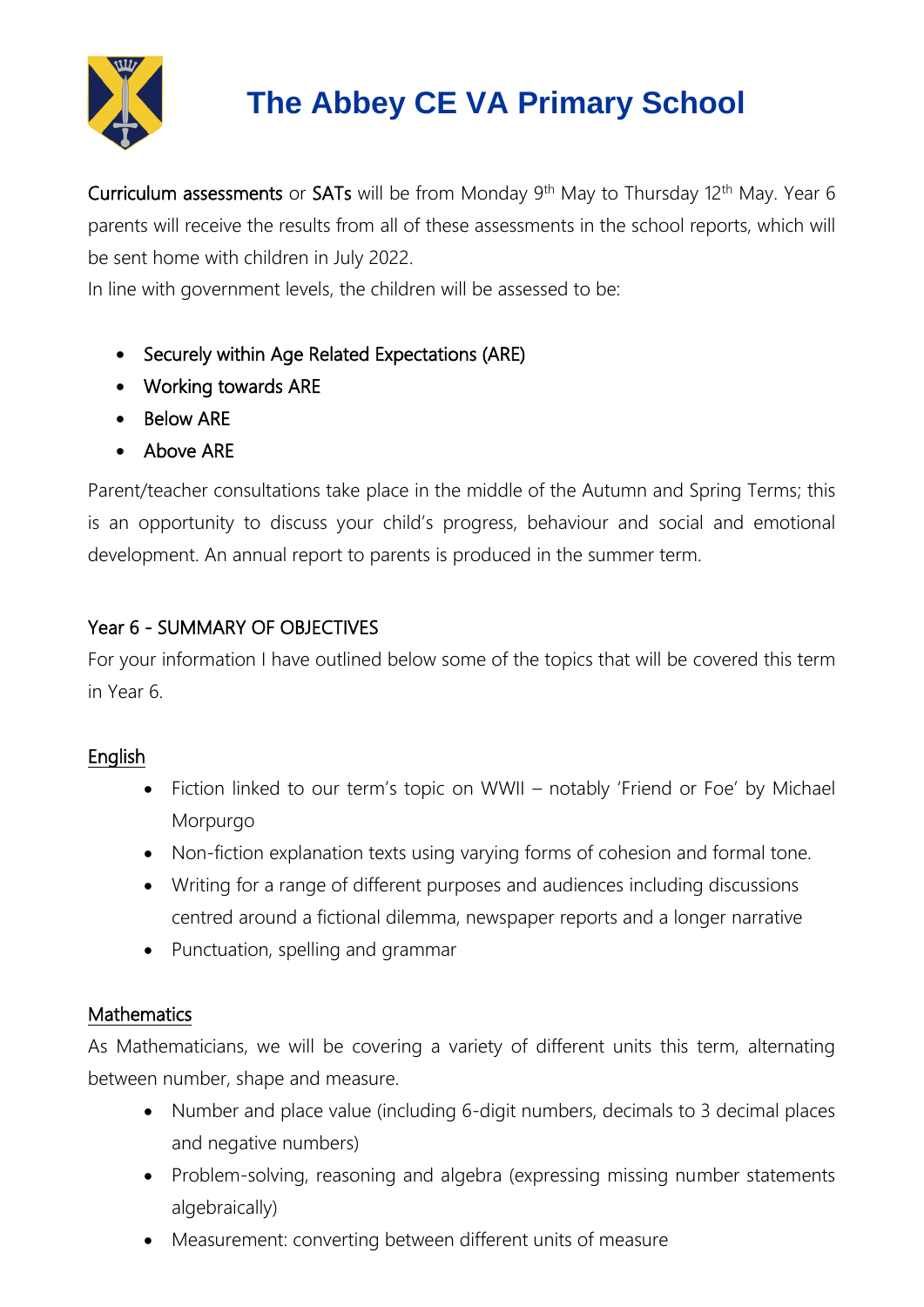# The Abbey CE VA Primary School

**Curriculum assessments** or **SATs** will be from Monday 9th May to Thursday 12th May. Year 6 parents will receive the results from all of these assessments in the school reports, which will be sent home with children in July 2022.

In line with government levels, the children will be assessed to be:

- Securely within Age Related Expectations (ARE)
- Working towards ARE
- Below ARE
- Above ARE

Parent/teacher consultations take place in the middle of the Autumn and Spring Terms; this is an opportunity to discuss your child's progress, behaviour and social and emotional development. An annual report to parents is produced in the summer term.

## Year 6 - SUMMARY OF OBJECTIVES

For your information I have outlined below some of the topics that will be covered this term in Year 6.

### English

- Fiction linked to our term's topic on WWII – notably 'Friend or Foe' by Michael Morpurgo
- Non-fiction explanation texts using varying forms of cohesion and formal tone.
- Writing for a range of different purposes and audiences including discussions centred around a fictional dilemma, newspaper reports and a longer narrative
- Punctuation, spelling and grammar

### Mathematics

As Mathematicians, we will be covering a variety of different units this term, alternating between number, shape and measure.

- Number and place value (including 6-digit numbers, decimals to 3 decimal places and negative numbers)
- Problem-solving, reasoning and algebra (expressing missing number statements algebraically)
- Measurement: converting between different units of measure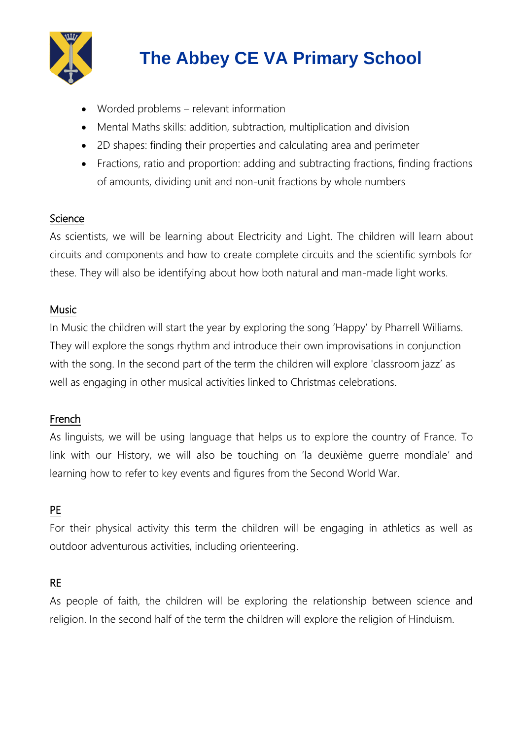- Worded problems – relevant information
- Mental Maths skills: addition, subtraction, multiplication and division
- 2D shapes: finding their properties and calculating area and perimeter
- Fractions, ratio and proportion: adding and subtracting fractions, finding fractions of amounts, dividing unit and non-unit fractions by whole numbers

## Science

As scientists, we will be learning about Electricity and Light. The children will learn about circuits and components and how to create complete circuits and the scientific symbols for these. They will also be identifying about how both natural and man-made light works.

## Music

In Music the children will start the year by exploring the song 'Happy' by Pharrell Williams. They will explore the songs rhythm and introduce their own improvisations in conjunction with the song. In the second part of the term the children will explore 'classroom jazz' as well as engaging in other musical activities linked to Christmas celebrations.

## French

As linguists, we will be using language that helps us to explore the country of France. To link with our History, we will also be touching on 'la deuxième guerre mondiale' and learning how to refer to key events and figures from the Second World War.

## PE

For their physical activity this term the children will be engaging in athletics as well as outdoor adventurous activities, including orienteering.

## RE

As people of faith, the children will be exploring the relationship between science and religion. In the second half of the term the children will explore the religion of Hinduism.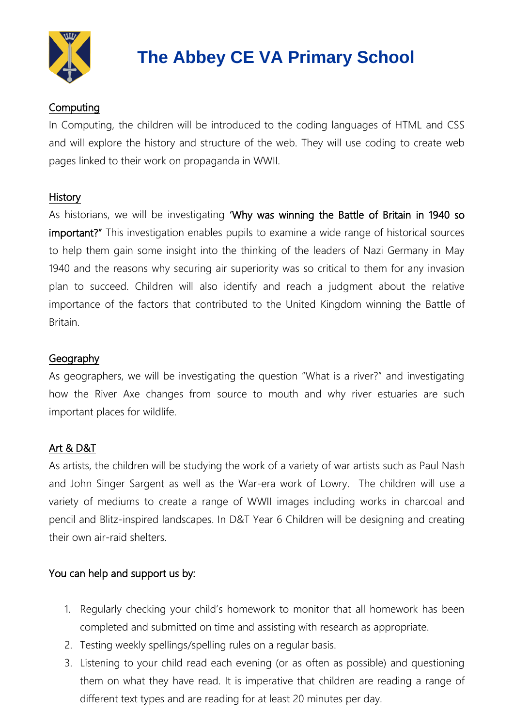# The Abbey CE VA Primary School

## Computing

In Computing, the children will be introduced to the coding languages of HTML and CSS and will explore the history and structure of the web. They will use coding to create web pages linked to their work on propaganda in WWII.

## History

As historians, we will be investigating **'Why was winning the Battle of Britain in 1940 so important?"** This investigation enables pupils to examine a wide range of historical sources to help them gain some insight into the thinking of the leaders of Nazi Germany in May 1940 and the reasons why securing air superiority was so critical to them for any invasion plan to succeed. Children will also identify and reach a judgment about the relative importance of the factors that contributed to the United Kingdom winning the Battle of Britain.

## Geography

As geographers, we will be investigating the question "What is a river?" and investigating how the River Axe changes from source to mouth and why river estuaries are such important places for wildlife.

## Art & D&T

As artists, the children will be studying the work of a variety of war artists such as Paul Nash and John Singer Sargent as well as the War-era work of Lowry. The children will use a variety of mediums to create a range of WWII images including works in charcoal and pencil and Blitz-inspired landscapes. In D&T Year 6 Children will be designing and creating their own air-raid shelters.

**You can help and support us by:**

1. Regularly checking your child's homework to monitor that all homework has been completed and submitted on time and assisting with research as appropriate.
2. Testing weekly spellings/spelling rules on a regular basis.
3. Listening to your child read each evening (or as often as possible) and questioning them on what they have read. It is imperative that children are reading a range of different text types and are reading for at least 20 minutes per day.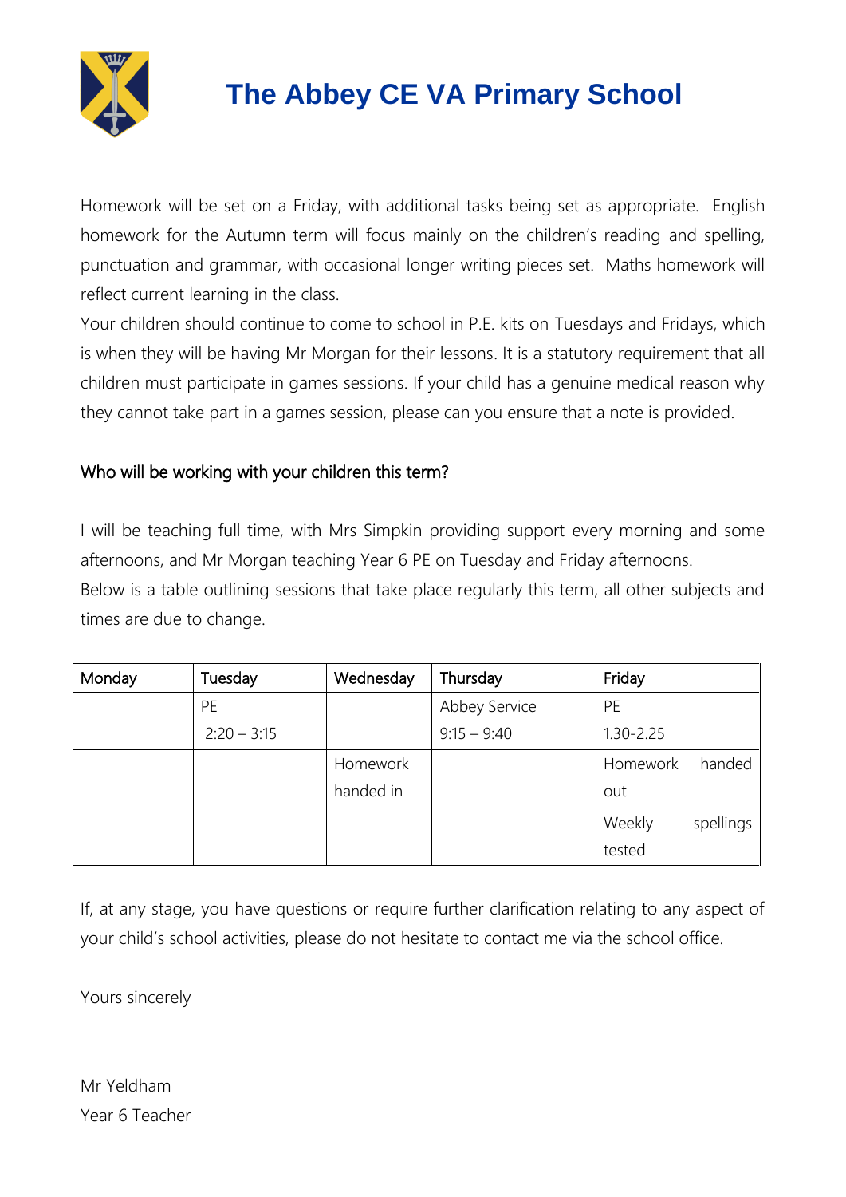# The Abbey CE VA Primary School

Homework will be set on a Friday, with additional tasks being set as appropriate. English homework for the Autumn term will focus mainly on the children's reading and spelling, punctuation and grammar, with occasional longer writing pieces set. Maths homework will reflect current learning in the class.

Your children should continue to come to school in P.E. kits on Tuesdays and Fridays, which is when they will be having Mr Morgan for their lessons. It is a statutory requirement that all children must participate in games sessions. If your child has a genuine medical reason why they cannot take part in a games session, please can you ensure that a note is provided.

## Who will be working with your children this term?

I will be teaching full time, with Mrs Simpkin providing support every morning and some afternoons, and Mr Morgan teaching Year 6 PE on Tuesday and Friday afternoons.

Below is a table outlining sessions that take place regularly this term, all other subjects and times are due to change.

| Monday | Tuesday | Wednesday | Thursday | Friday |
|---|---|---|---|---|
| | PE 2:20 – 3:15 | | Abbey Service 9:15 – 9:40 | PE 1.30-2.25 |
| | | Homework handed in | | Homework handed out |
| | | | | Weekly spellings tested |

If, at any stage, you have questions or require further clarification relating to any aspect of your child's school activities, please do not hesitate to contact me via the school office.

Yours sincerely

Mr Yeldham
Year 6 Teacher